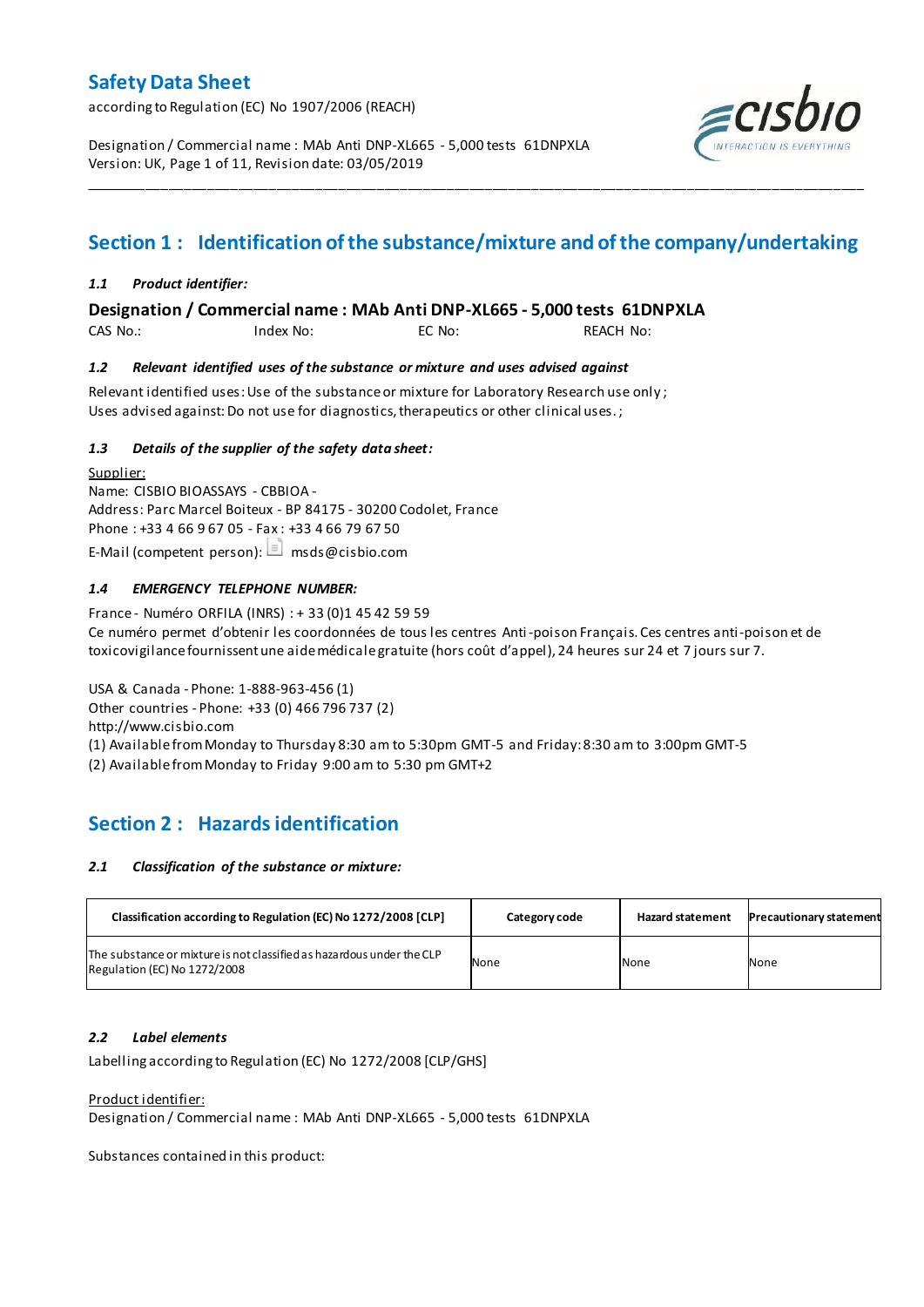# Safety Data Sheet

according to Regulation (EC) No 1907/2006 (REACH)

Designation / Commercial name : MAb Anti DNP-XL665 - 5,000 tests 61DNPXLA
Version: UK, Page 1 of 11, Revision date: 03/05/2019

---

## Section 1 : Identification of the substance/mixture and of the company/undertaking

### *1.1 Product identifier:*

**Designation / Commercial name : MAb Anti DNP-XL665 - 5,000 tests 61DNPXLA**

CAS No.: Index No: EC No: REACH No:

### *1.2 Relevant identified uses of the substance or mixture and uses advised against*

Relevant identified uses: Use of the substance or mixture for Laboratory Research use only ;
Uses advised against: Do not use for diagnostics, therapeutics or other clinical uses. ;

### *1.3 Details of the supplier of the safety data sheet:*

Supplier:
Name: CISBIO BIOASSAYS - CBBIOA -
Address: Parc Marcel Boiteux - BP 84175 - 30200 Codolet, France
Phone : +33 4 66 9 67 05 - Fax : +33 4 66 79 67 50
E-Mail (competent person): msds@cisbio.com

### *1.4 EMERGENCY TELEPHONE NUMBER:*

France - Numéro ORFILA (INRS) : + 33 (0)1 45 42 59 59
Ce numéro permet d'obtenir les coordonnées de tous les centres Anti-poison Français. Ces centres anti-poison et de toxicovigilance fournissent une aide médicale gratuite (hors coût d'appel), 24 heures sur 24 et 7 jours sur 7.

USA & Canada - Phone: 1-888-963-456 (1)
Other countries - Phone: +33 (0) 466 796 737 (2)
http://www.cisbio.com
(1) Available from Monday to Thursday 8:30 am to 5:30pm GMT-5 and Friday: 8:30 am to 3:00pm GMT-5
(2) Available from Monday to Friday 9:00 am to 5:30 pm GMT+2

## Section 2 : Hazards identification

### *2.1 Classification of the substance or mixture:*

| Classification according to Regulation (EC) No 1272/2008 [CLP] | Category code | Hazard statement | Precautionary statement |
|---|---|---|---|
| The substance or mixture is not classified as hazardous under the CLP Regulation (EC) No 1272/2008 | None | None | None |

### *2.2 Label elements*

Labelling according to Regulation (EC) No 1272/2008 [CLP/GHS]

Product identifier:
Designation / Commercial name : MAb Anti DNP-XL665 - 5,000 tests 61DNPXLA

Substances contained in this product: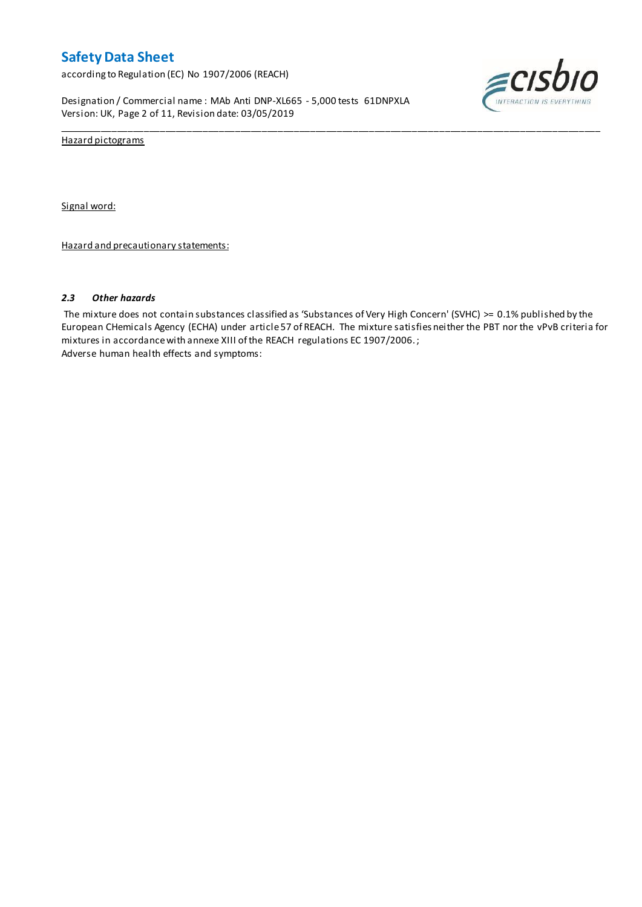Hazard pictograms

Signal word:

Hazard and precautionary statements:

### *2.3 Other hazards*

The mixture does not contain substances classified as 'Substances of Very High Concern' (SVHC) >= 0.1% published by the European CHemicals Agency (ECHA) under article 57 of REACH. The mixture satisfies neither the PBT nor the vPvB criteria for mixtures in accordance with annexe XIII of the REACH regulations EC 1907/2006. ;

Adverse human health effects and symptoms: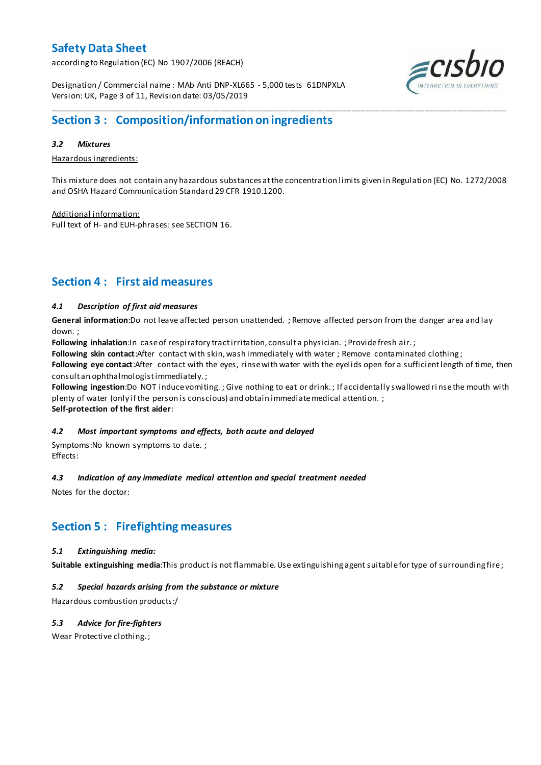## Section 3 : Composition/information on ingredients

### 3.2 Mixtures

Hazardous ingredients:

This mixture does not contain any hazardous substances at the concentration limits given in Regulation (EC) No. 1272/2008 and OSHA Hazard Communication Standard 29 CFR 1910.1200.

Additional information:
Full text of H- and EUH-phrases: see SECTION 16.

## Section 4 : First aid measures

### 4.1 Description of first aid measures

**General information**:Do not leave affected person unattended. ; Remove affected person from the danger area and lay down. ;
**Following inhalation**:In case of respiratory tract irritation, consult a physician. ; Provide fresh air. ;
**Following skin contact**:After contact with skin, wash immediately with water ; Remove contaminated clothing ;
**Following eye contact**:After contact with the eyes, rinse with water with the eyelids open for a sufficient length of time, then consult an ophthalmologist immediately. ;
**Following ingestion**:Do NOT induce vomiting. ; Give nothing to eat or drink. ; If accidentally swallowed rinse the mouth with plenty of water (only if the person is conscious) and obtain immediate medical attention. ;
**Self-protection of the first aider**:

### 4.2 Most important symptoms and effects, both acute and delayed

Symptoms:No known symptoms to date. ;
Effects:

### 4.3 Indication of any immediate medical attention and special treatment needed

Notes for the doctor:

## Section 5 : Firefighting measures

### 5.1 Extinguishing media:

**Suitable extinguishing media**:This product is not flammable. Use extinguishing agent suitable for type of surrounding fire ;

### 5.2 Special hazards arising from the substance or mixture

Hazardous combustion products:/

### 5.3 Advice for fire-fighters

Wear Protective clothing. ;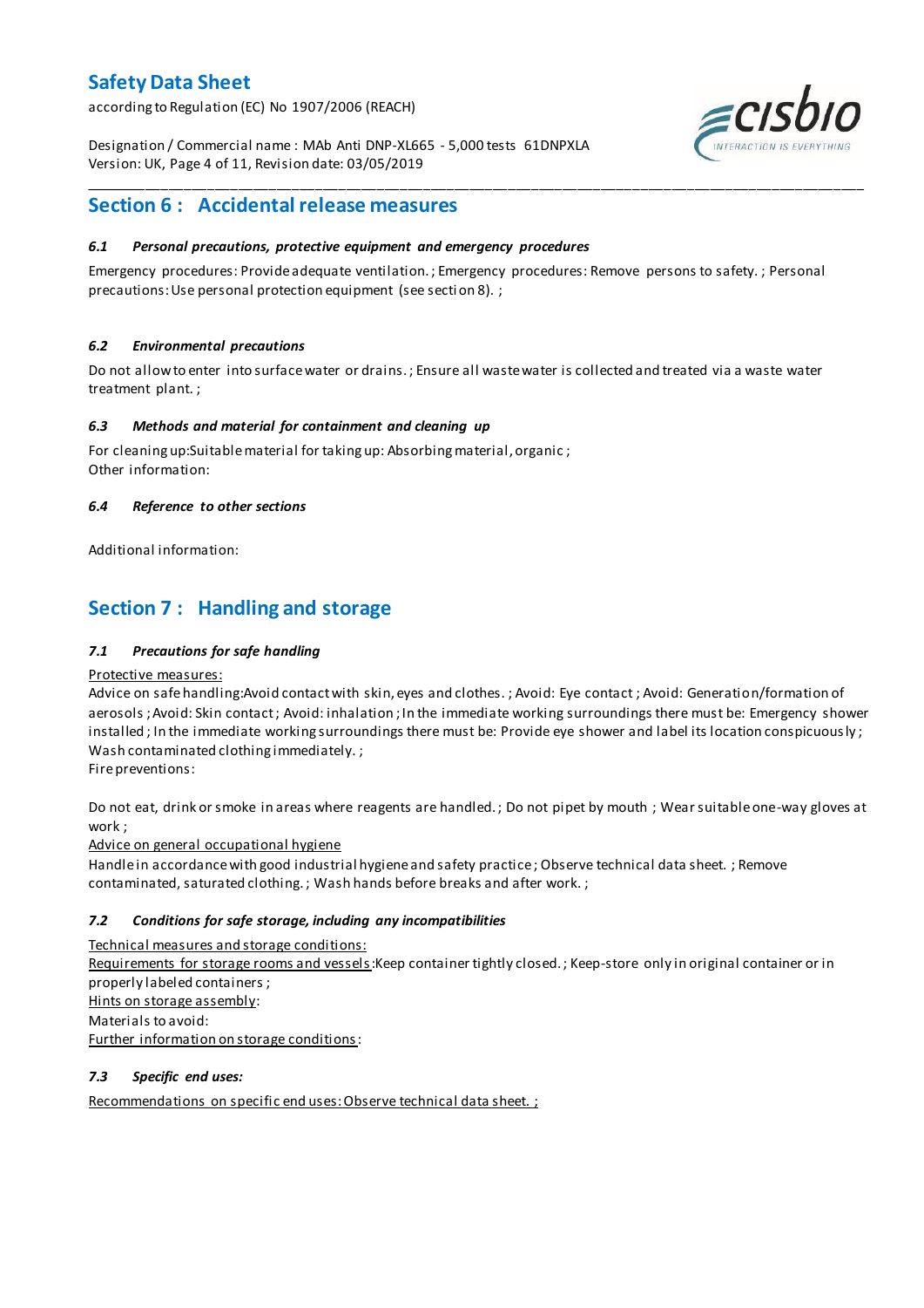## Section 6 : Accidental release measures

### *6.1 Personal precautions, protective equipment and emergency procedures*

Emergency procedures: Provide adequate ventilation. ; Emergency procedures: Remove persons to safety. ; Personal precautions: Use personal protection equipment (see section 8). ;

### *6.2 Environmental precautions*

Do not allow to enter into surface water or drains. ; Ensure all waste water is collected and treated via a waste water treatment plant. ;

### *6.3 Methods and material for containment and cleaning up*

For cleaning up:Suitable material for taking up: Absorbing material, organic ;
Other information:

### *6.4 Reference to other sections*

Additional information:

## Section 7 : Handling and storage

### *7.1 Precautions for safe handling*

Protective measures:
Advice on safe handling:Avoid contact with skin, eyes and clothes. ; Avoid: Eye contact ; Avoid: Generation/formation of aerosols ; Avoid: Skin contact ; Avoid: inhalation ; In the immediate working surroundings there must be: Emergency shower installed ; In the immediate working surroundings there must be: Provide eye shower and label its location conspicuously ; Wash contaminated clothing immediately. ;
Fire preventions:

Do not eat, drink or smoke in areas where reagents are handled. ; Do not pipet by mouth ; Wear suitable one-way gloves at work ;
Advice on general occupational hygiene
Handle in accordance with good industrial hygiene and safety practice ; Observe technical data sheet. ; Remove contaminated, saturated clothing. ; Wash hands before breaks and after work. ;

### *7.2 Conditions for safe storage, including any incompatibilities*

Technical measures and storage conditions:
Requirements for storage rooms and vessels:Keep container tightly closed. ; Keep-store only in original container or in properly labeled containers ;
Hints on storage assembly:
Materials to avoid:
Further information on storage conditions:

### *7.3 Specific end uses:*

Recommendations on specific end uses: Observe technical data sheet. ;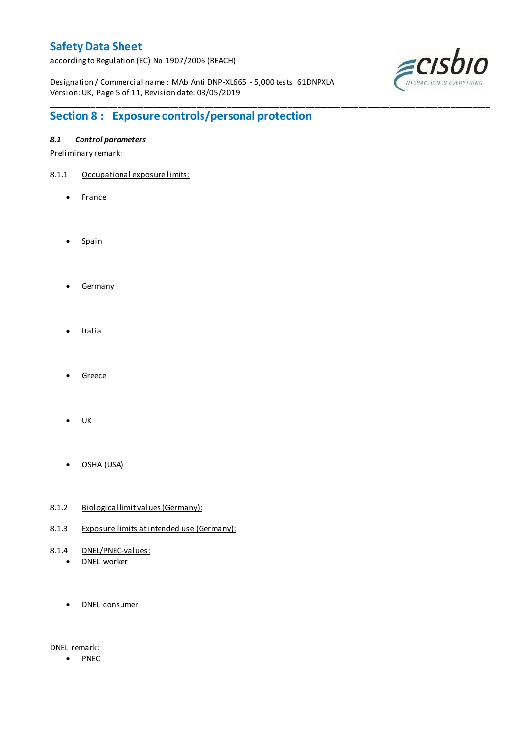## Section 8 : Exposure controls/personal protection

### *8.1 Control parameters*

Preliminary remark:

8.1.1 Occupational exposure limits:

- France
- Spain
- Germany
- Italia
- Greece
- UK
- OSHA (USA)

8.1.2 Biological limit values (Germany):

8.1.3 Exposure limits at intended use (Germany):

8.1.4 DNEL/PNEC-values:

- DNEL worker
- DNEL consumer

DNEL remark:

- PNEC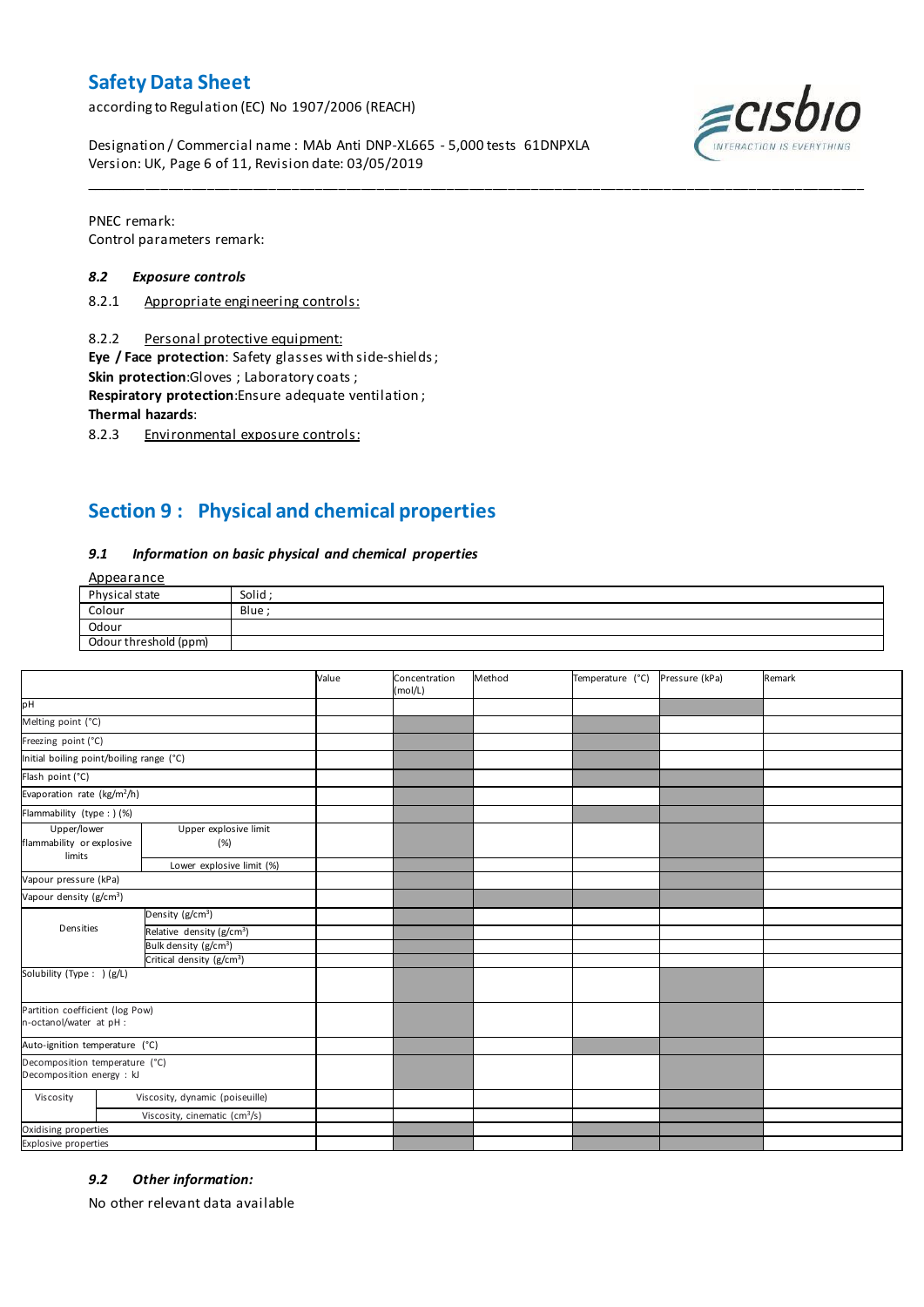PNEC remark:
Control parameters remark:

### *8.2 Exposure controls*

8.2.1 Appropriate engineering controls:

8.2.2 Personal protective equipment:

**Eye / Face protection**: Safety glasses with side-shields ;
**Skin protection**:Gloves ; Laboratory coats ;
**Respiratory protection**:Ensure adequate ventilation ;
**Thermal hazards**:

8.2.3 Environmental exposure controls:

## Section 9 : Physical and chemical properties

### *9.1 Information on basic physical and chemical properties*

Appearance

| | |
|---|---|
| Physical state | Solid ; |
| Colour | Blue ; |
| Odour | |
| Odour threshold (ppm) | |

| | | Value | Concentration (mol/L) | Method | Temperature (°C) | Pressure (kPa) | Remark |
|---|---|---|---|---|---|---|---|
| pH | | | | | | | |
| Melting point (°C) | | | | | | | |
| Freezing point (°C) | | | | | | | |
| Initial boiling point/boiling range (°C) | | | | | | | |
| Flash point (°C) | | | | | | | |
| Evaporation rate ($kg/m^2/h$) | | | | | | | |
| Flammability (type : ) (%) | | | | | | | |
| Upper/lower flammability or explosive limits | Upper explosive limit (%) | | | | | | |
| | Lower explosive limit (%) | | | | | | |
| Vapour pressure (kPa) | | | | | | | |
| Vapour density ($g/cm^3$) | | | | | | | |
| Densities | Density ($g/cm^3$) | | | | | | |
| | Relative density ($g/cm^3$) | | | | | | |
| | Bulk density ($g/cm^3$) | | | | | | |
| | Critical density ($g/cm^3$) | | | | | | |
| Solubility (Type : ) (g/L) | | | | | | | |
| Partition coefficient (log Pow) n-octanol/water at pH : | | | | | | | |
| Auto-ignition temperature (°C) | | | | | | | |
| Decomposition temperature (°C) Decomposition energy : kJ | | | | | | | |
| Viscosity | Viscosity, dynamic (poiseuille) | | | | | | |
| | Viscosity, cinematic ($cm^3/s$) | | | | | | |
| Oxidising properties | | | | | | | |
| Explosive properties | | | | | | | |

### *9.2 Other information:*

No other relevant data available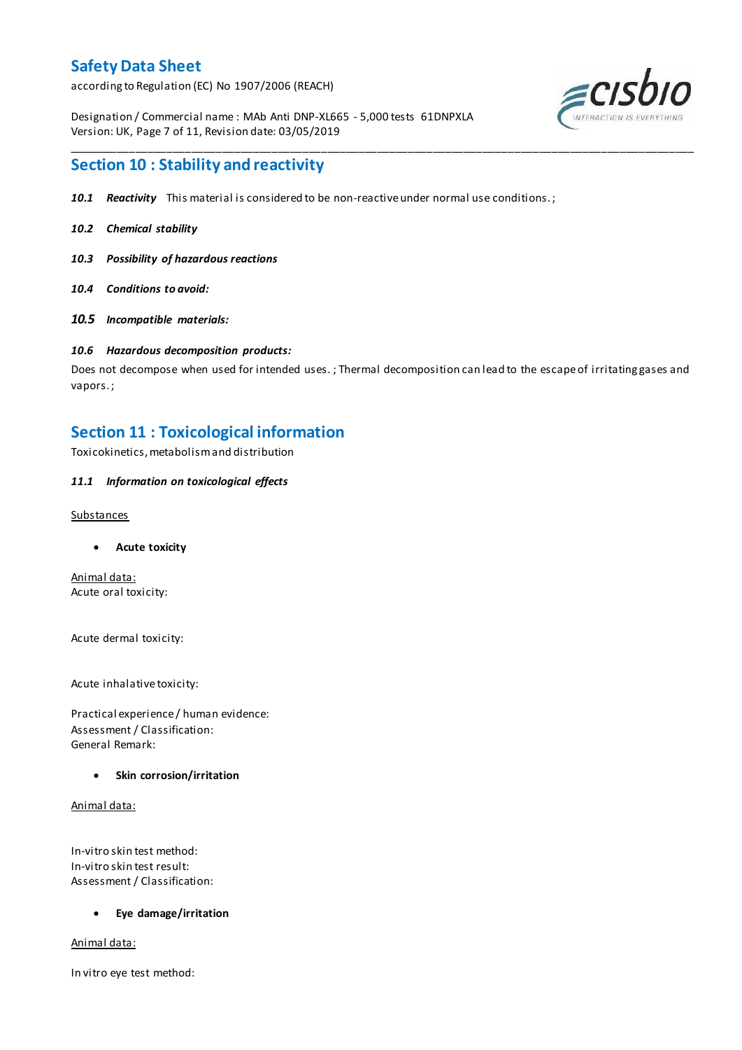## Section 10 : Stability and reactivity

***10.1 Reactivity*** This material is considered to be non-reactive under normal use conditions. ;

***10.2 Chemical stability***

***10.3 Possibility of hazardous reactions***

***10.4 Conditions to avoid:***

***10.5 Incompatible materials:***

***10.6 Hazardous decomposition products:***

Does not decompose when used for intended uses. ; Thermal decomposition can lead to the escape of irritating gases and vapors. ;

## Section 11 : Toxicological information

Toxicokinetics, metabolism and distribution

***11.1 Information on toxicological effects***

Substances

- **Acute toxicity**

Animal data:
Acute oral toxicity:

Acute dermal toxicity:

Acute inhalative toxicity:

Practical experience / human evidence:
Assessment / Classification:
General Remark:

- **Skin corrosion/irritation**

Animal data:

In-vitro skin test method:
In-vitro skin test result:
Assessment / Classification:

- **Eye damage/irritation**

Animal data:

In vitro eye test method: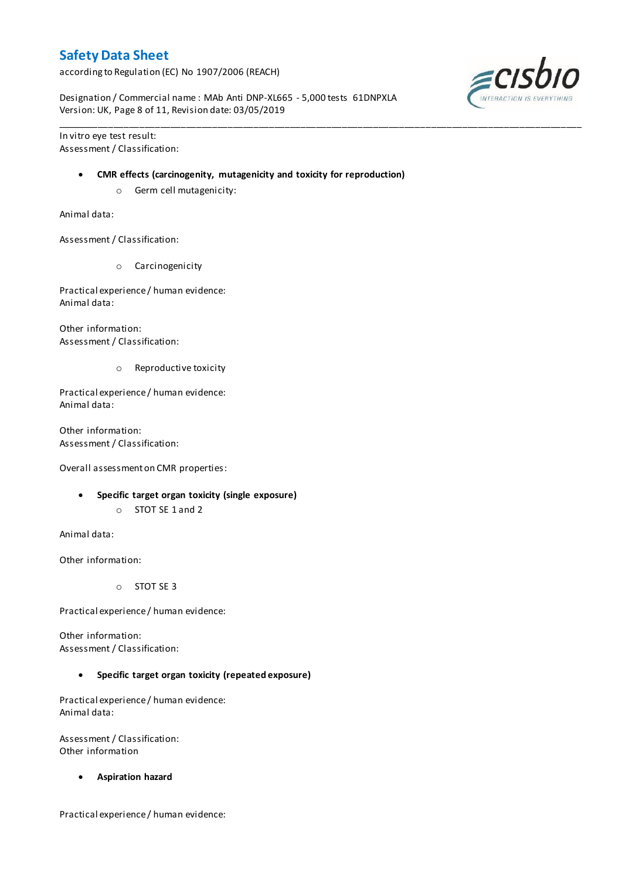In vitro eye test result:
Assessment / Classification:

- **CMR effects (carcinogenity, mutagenicity and toxicity for reproduction)**
    - Germ cell mutagenicity:

Animal data:

Assessment / Classification:

    - Carcinogenicity

Practical experience / human evidence:
Animal data:

Other information:
Assessment / Classification:

    - Reproductive toxicity

Practical experience / human evidence:
Animal data:

Other information:
Assessment / Classification:

Overall assessment on CMR properties:

- **Specific target organ toxicity (single exposure)**
    - STOT SE 1 and 2

Animal data:

Other information:

    - STOT SE 3

Practical experience / human evidence:

Other information:
Assessment / Classification:

- **Specific target organ toxicity (repeated exposure)**

Practical experience / human evidence:
Animal data:

Assessment / Classification:
Other information

- **Aspiration hazard**

Practical experience / human evidence: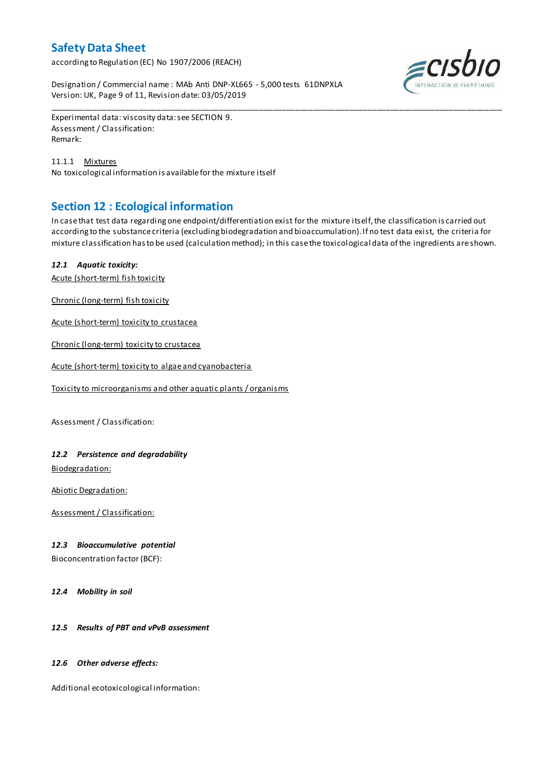Experimental data: viscosity data: see SECTION 9.
Assessment / Classification:
Remark:

11.1.1 Mixtures
No toxicological information is available for the mixture itself

## Section 12 : Ecological information

In case that test data regarding one endpoint/differentiation exist for the mixture itself, the classification is carried out according to the substance criteria (excluding biodegradation and bioaccumulation). If no test data exist, the criteria for mixture classification has to be used (calculation method); in this case the toxicological data of the ingredients are shown.

### *12.1 Aquatic toxicity:*

Acute (short-term) fish toxicity

Chronic (long-term) fish toxicity

Acute (short-term) toxicity to crustacea

Chronic (long-term) toxicity to crustacea

Acute (short-term) toxicity to algae and cyanobacteria

Toxicity to microorganisms and other aquatic plants / organisms

Assessment / Classification:

### *12.2 Persistence and degradability*

Biodegradation:

Abiotic Degradation:

Assessment / Classification:

### *12.3 Bioaccumulative potential*

Bioconcentration factor (BCF):

### *12.4 Mobility in soil*

### *12.5 Results of PBT and vPvB assessment*

### *12.6 Other adverse effects:*

Additional ecotoxicological information: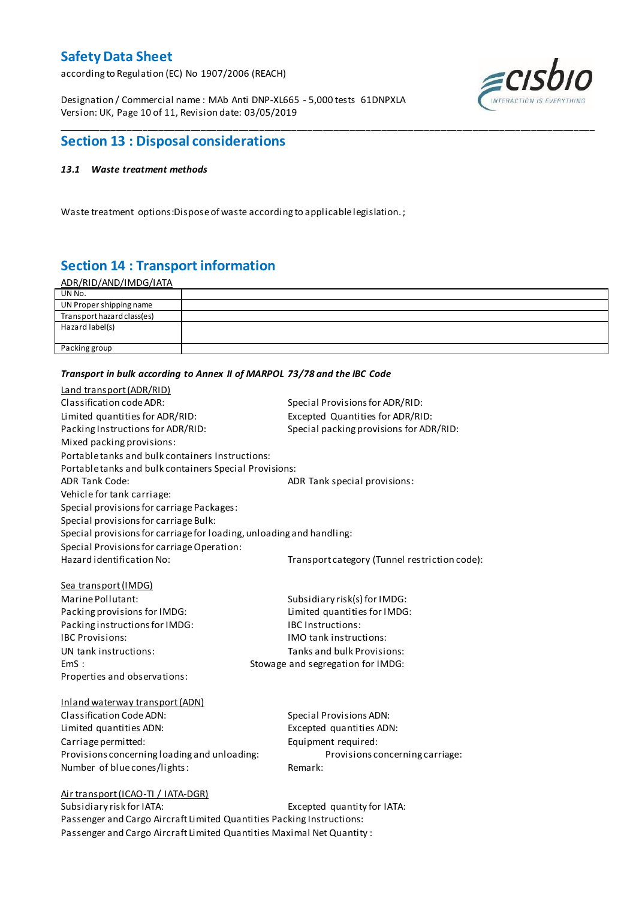## Section 13 : Disposal considerations

### *13.1 Waste treatment methods*

Waste treatment options:Dispose of waste according to applicable legislation. ;

## Section 14 : Transport information

ADR/RID/AND/IMDG/IATA

| UN No. | |
|---|---|
| UN Proper shipping name | |
| Transport hazard class(es) | |
| Hazard label(s) | |
| Packing group | |

***Transport in bulk according to Annex II of MARPOL 73/78 and the IBC Code***

Land transport (ADR/RID)

Classification code ADR:

Special Provisions for ADR/RID:

Limited quantities for ADR/RID:

Excepted Quantities for ADR/RID:

Packing Instructions for ADR/RID:

Special packing provisions for ADR/RID:

Mixed packing provisions:

Portable tanks and bulk containers Instructions:

Portable tanks and bulk containers Special Provisions:

ADR Tank Code:

ADR Tank special provisions:

Vehicle for tank carriage:

Special provisions for carriage Packages:

Special provisions for carriage Bulk:

Special provisions for carriage for loading, unloading and handling:

Special Provisions for carriage Operation:

Hazard identification No:

Transport category (Tunnel restriction code):

Sea transport (IMDG)

Marine Pollutant:

Subsidiary risk(s) for IMDG:

Packing provisions for IMDG:

Limited quantities for IMDG:

Packing instructions for IMDG:

IBC Instructions:

IBC Provisions:

IMO tank instructions:

UN tank instructions:

Tanks and bulk Provisions:

EmS :

Stowage and segregation for IMDG:

Properties and observations:

Inland waterway transport (ADN)

Classification Code ADN:

Special Provisions ADN:

Limited quantities ADN:

Excepted quantities ADN:

Carriage permitted:

Equipment required:

Provisions concerning loading and unloading:

Provisions concerning carriage:

Number of blue cones/lights:

Remark:

Air transport (ICAO-TI / IATA-DGR)

Subsidiary risk for IATA:

Excepted quantity for IATA:

Passenger and Cargo Aircraft Limited Quantities Packing Instructions:

Passenger and Cargo Aircraft Limited Quantities Maximal Net Quantity :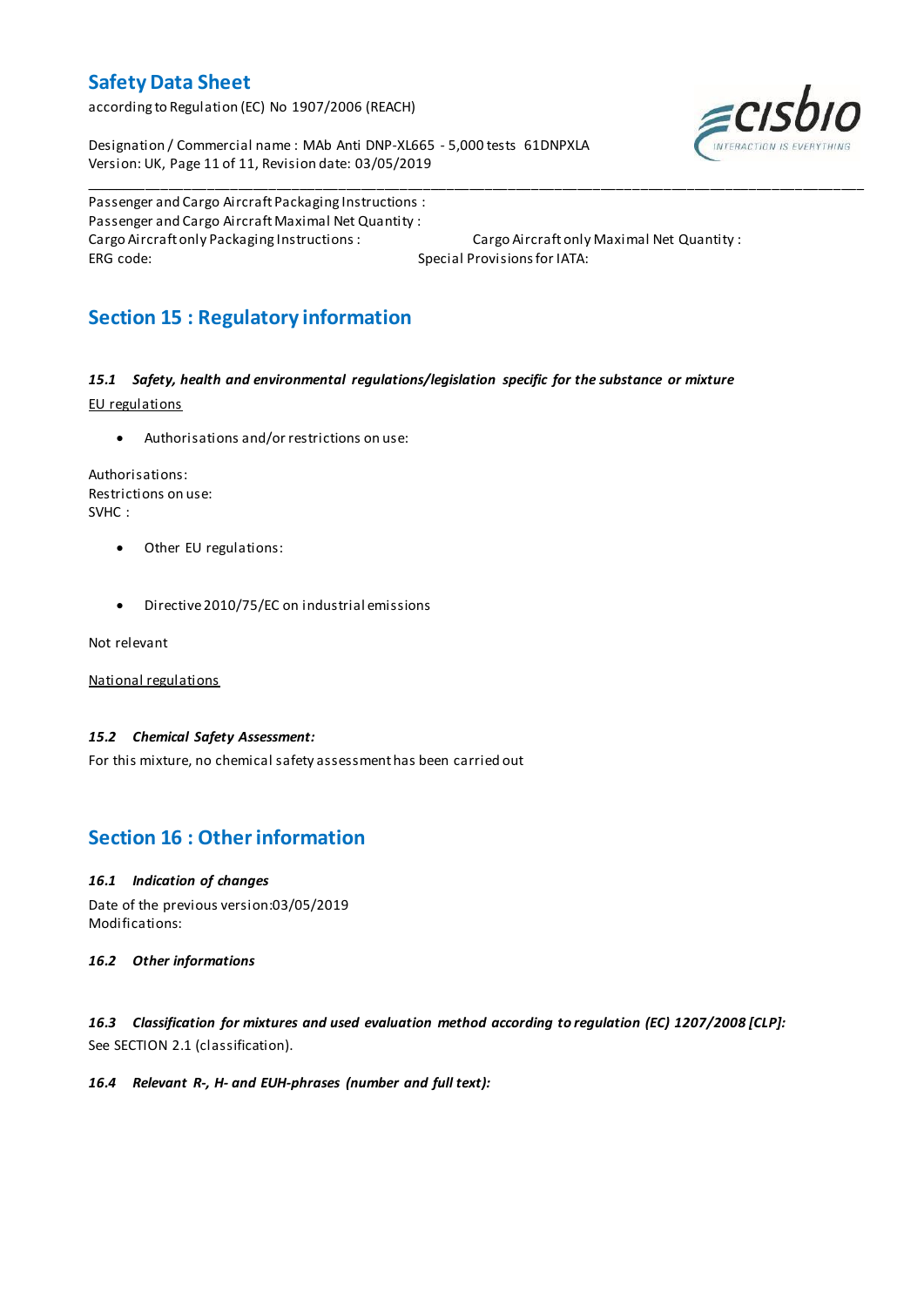Passenger and Cargo Aircraft Packaging Instructions :
Passenger and Cargo Aircraft Maximal Net Quantity :
Cargo Aircraft only Packaging Instructions : Cargo Aircraft only Maximal Net Quantity :
ERG code: Special Provisions for IATA:

## Section 15 : Regulatory information

### *15.1 Safety, health and environmental regulations/legislation specific for the substance or mixture*

EU regulations

- Authorisations and/or restrictions on use:

Authorisations:
Restrictions on use:
SVHC :

- Other EU regulations:

- Directive 2010/75/EC on industrial emissions

Not relevant

National regulations

### *15.2 Chemical Safety Assessment:*

For this mixture, no chemical safety assessment has been carried out

## Section 16 : Other information

### *16.1 Indication of changes*

Date of the previous version:03/05/2019
Modifications:

### *16.2 Other informations*

### *16.3 Classification for mixtures and used evaluation method according to regulation (EC) 1207/2008 [CLP]:*

See SECTION 2.1 (classification).

### *16.4 Relevant R-, H- and EUH-phrases (number and full text):*